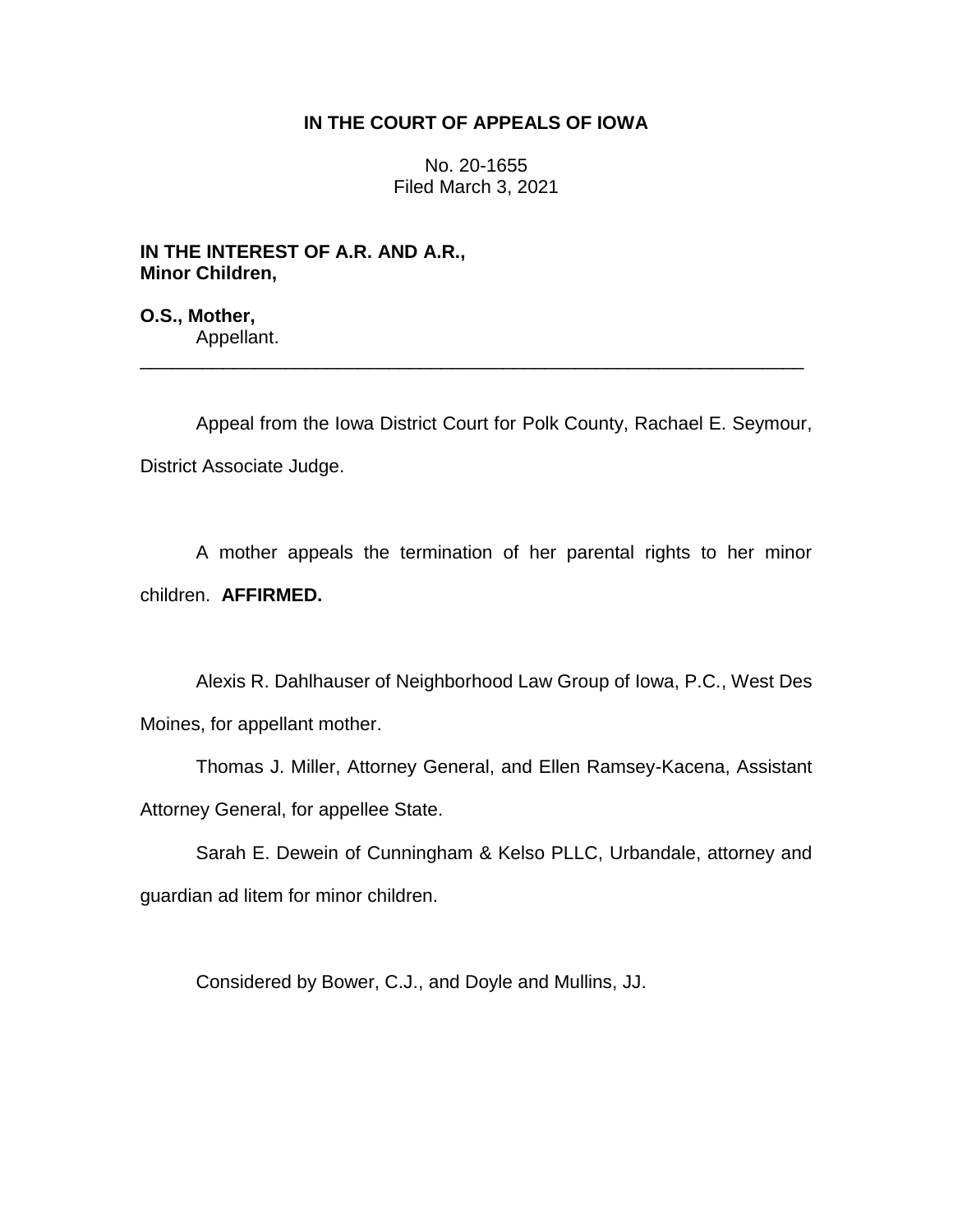# IN THE COURT OF APPEALS OF IOWA

No. 20-1655
Filed March 3, 2021

**IN THE INTEREST OF A.R. AND A.R., Minor Children,**

**O.S., Mother,**
Appellant.

---

Appeal from the Iowa District Court for Polk County, Rachael E. Seymour, District Associate Judge.

A mother appeals the termination of her parental rights to her minor children. **AFFIRMED.**

Alexis R. Dahlhauser of Neighborhood Law Group of Iowa, P.C., West Des Moines, for appellant mother.

Thomas J. Miller, Attorney General, and Ellen Ramsey-Kacena, Assistant Attorney General, for appellee State.

Sarah E. Dewein of Cunningham & Kelso PLLC, Urbandale, attorney and guardian ad litem for minor children.

Considered by Bower, C.J., and Doyle and Mullins, JJ.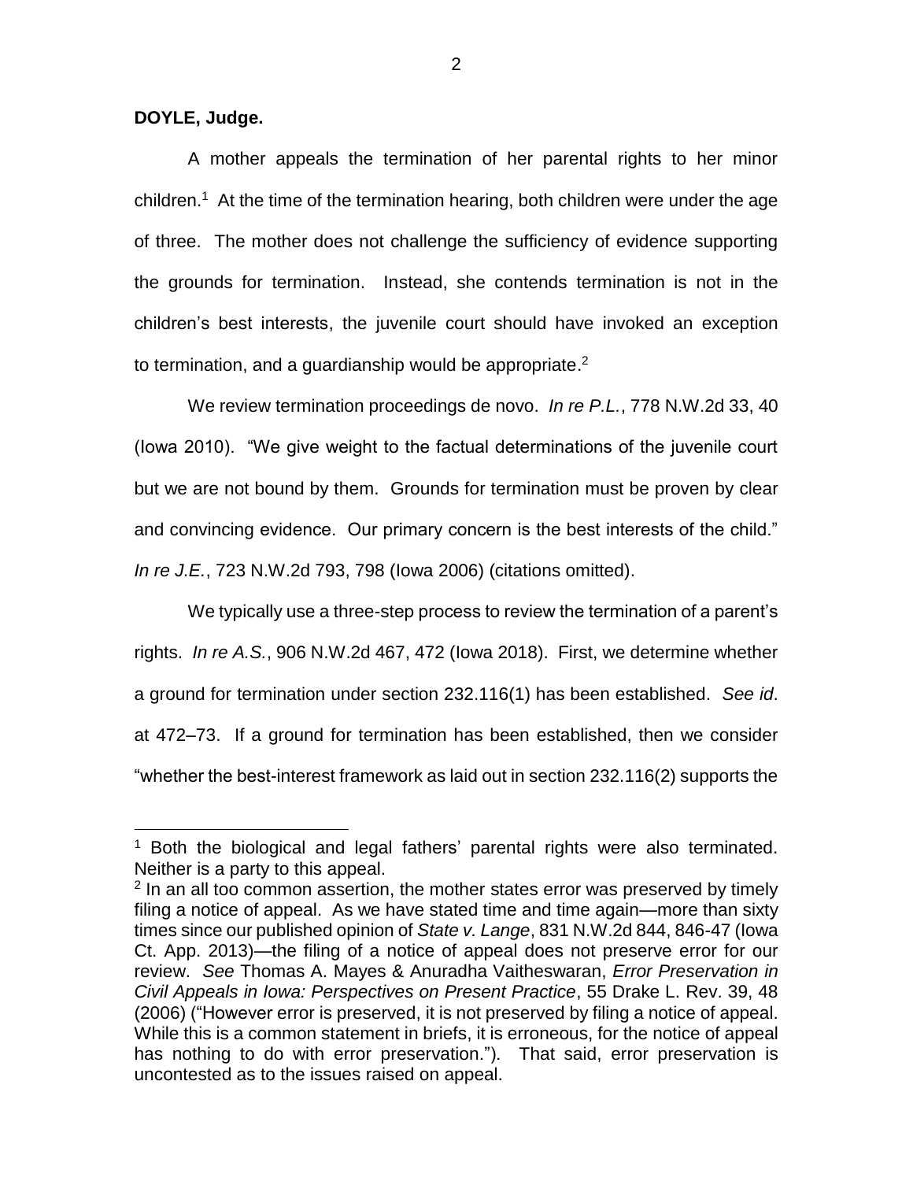**DOYLE, Judge.**

A mother appeals the termination of her parental rights to her minor children.[1] At the time of the termination hearing, both children were under the age of three. The mother does not challenge the sufficiency of evidence supporting the grounds for termination. Instead, she contends termination is not in the children's best interests, the juvenile court should have invoked an exception to termination, and a guardianship would be appropriate.[2]

We review termination proceedings de novo. *In re P.L.*, 778 N.W.2d 33, 40 (Iowa 2010). "We give weight to the factual determinations of the juvenile court but we are not bound by them. Grounds for termination must be proven by clear and convincing evidence. Our primary concern is the best interests of the child." *In re J.E.*, 723 N.W.2d 793, 798 (Iowa 2006) (citations omitted).

We typically use a three-step process to review the termination of a parent's rights. *In re A.S.*, 906 N.W.2d 467, 472 (Iowa 2018). First, we determine whether a ground for termination under section 232.116(1) has been established. *See id*. at 472–73. If a ground for termination has been established, then we consider "whether the best-interest framework as laid out in section 232.116(2) supports the

---

[1] Both the biological and legal fathers' parental rights were also terminated. Neither is a party to this appeal.

[2] In an all too common assertion, the mother states error was preserved by timely filing a notice of appeal. As we have stated time and time again—more than sixty times since our published opinion of *State v. Lange*, 831 N.W.2d 844, 846-47 (Iowa Ct. App. 2013)—the filing of a notice of appeal does not preserve error for our review. *See* Thomas A. Mayes & Anuradha Vaitheswaran, *Error Preservation in Civil Appeals in Iowa: Perspectives on Present Practice*, 55 Drake L. Rev. 39, 48 (2006) ("However error is preserved, it is not preserved by filing a notice of appeal. While this is a common statement in briefs, it is erroneous, for the notice of appeal has nothing to do with error preservation."). That said, error preservation is uncontested as to the issues raised on appeal.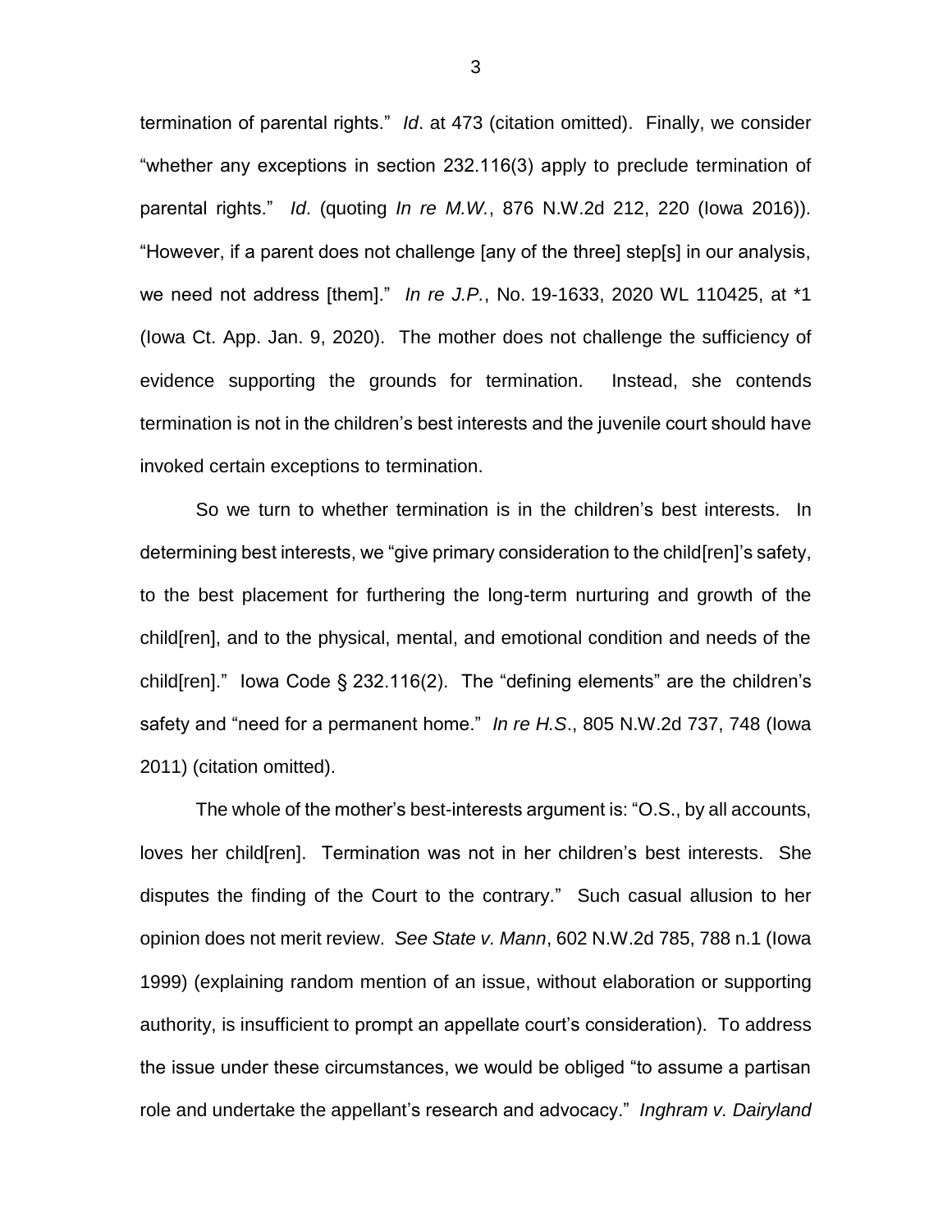termination of parental rights." *Id*. at 473 (citation omitted). Finally, we consider "whether any exceptions in section 232.116(3) apply to preclude termination of parental rights." *Id*. (quoting *In re M.W.*, 876 N.W.2d 212, 220 (Iowa 2016)). "However, if a parent does not challenge [any of the three] step[s] in our analysis, we need not address [them]." *In re J.P.*, No. 19-1633, 2020 WL 110425, at *1 (Iowa Ct. App. Jan. 9, 2020). The mother does not challenge the sufficiency of evidence supporting the grounds for termination. Instead, she contends termination is not in the children's best interests and the juvenile court should have invoked certain exceptions to termination.

So we turn to whether termination is in the children's best interests. In determining best interests, we "give primary consideration to the child[ren]'s safety, to the best placement for furthering the long-term nurturing and growth of the child[ren], and to the physical, mental, and emotional condition and needs of the child[ren]." Iowa Code § 232.116(2). The "defining elements" are the children's safety and "need for a permanent home." *In re H.S*., 805 N.W.2d 737, 748 (Iowa 2011) (citation omitted).

The whole of the mother's best-interests argument is: "O.S., by all accounts, loves her child[ren]. Termination was not in her children's best interests. She disputes the finding of the Court to the contrary." Such casual allusion to her opinion does not merit review. *See State v. Mann*, 602 N.W.2d 785, 788 n.1 (Iowa 1999) (explaining random mention of an issue, without elaboration or supporting authority, is insufficient to prompt an appellate court's consideration). To address the issue under these circumstances, we would be obliged "to assume a partisan role and undertake the appellant's research and advocacy." *Inghram v. Dairyland*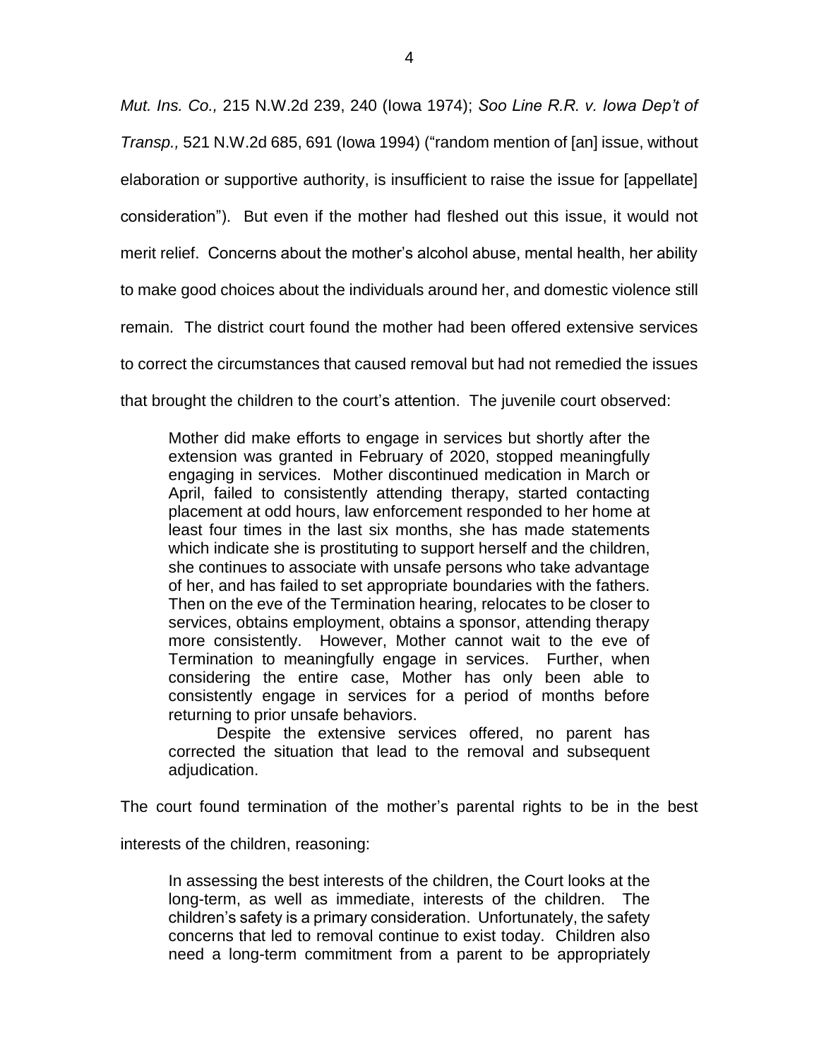*Mut. Ins. Co.,* 215 N.W.2d 239, 240 (Iowa 1974); *Soo Line R.R. v. Iowa Dep't of Transp.,* 521 N.W.2d 685, 691 (Iowa 1994) ("random mention of [an] issue, without elaboration or supportive authority, is insufficient to raise the issue for [appellate] consideration"). But even if the mother had fleshed out this issue, it would not merit relief. Concerns about the mother's alcohol abuse, mental health, her ability to make good choices about the individuals around her, and domestic violence still remain. The district court found the mother had been offered extensive services to correct the circumstances that caused removal but had not remedied the issues that brought the children to the court's attention. The juvenile court observed:

> Mother did make efforts to engage in services but shortly after the extension was granted in February of 2020, stopped meaningfully engaging in services. Mother discontinued medication in March or April, failed to consistently attending therapy, started contacting placement at odd hours, law enforcement responded to her home at least four times in the last six months, she has made statements which indicate she is prostituting to support herself and the children, she continues to associate with unsafe persons who take advantage of her, and has failed to set appropriate boundaries with the fathers. Then on the eve of the Termination hearing, relocates to be closer to services, obtains employment, obtains a sponsor, attending therapy more consistently. However, Mother cannot wait to the eve of Termination to meaningfully engage in services. Further, when considering the entire case, Mother has only been able to consistently engage in services for a period of months before returning to prior unsafe behaviors.
>
> Despite the extensive services offered, no parent has corrected the situation that lead to the removal and subsequent adjudication.

The court found termination of the mother's parental rights to be in the best interests of the children, reasoning:

> In assessing the best interests of the children, the Court looks at the long-term, as well as immediate, interests of the children. The children's safety is a primary consideration. Unfortunately, the safety concerns that led to removal continue to exist today. Children also need a long-term commitment from a parent to be appropriately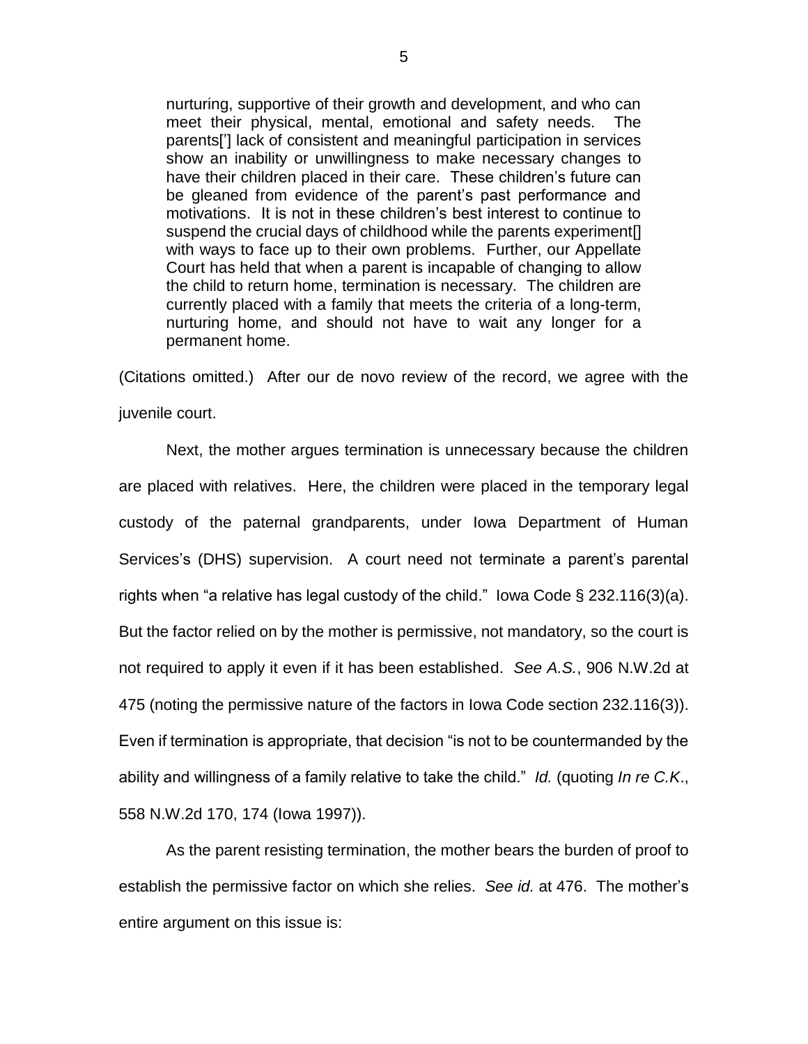> nurturing, supportive of their growth and development, and who can meet their physical, mental, emotional and safety needs. The parents['] lack of consistent and meaningful participation in services show an inability or unwillingness to make necessary changes to have their children placed in their care. These children's future can be gleaned from evidence of the parent's past performance and motivations. It is not in these children's best interest to continue to suspend the crucial days of childhood while the parents experiment[] with ways to face up to their own problems. Further, our Appellate Court has held that when a parent is incapable of changing to allow the child to return home, termination is necessary. The children are currently placed with a family that meets the criteria of a long-term, nurturing home, and should not have to wait any longer for a permanent home.

(Citations omitted.) After our de novo review of the record, we agree with the juvenile court.

Next, the mother argues termination is unnecessary because the children are placed with relatives. Here, the children were placed in the temporary legal custody of the paternal grandparents, under Iowa Department of Human Services's (DHS) supervision. A court need not terminate a parent's parental rights when "a relative has legal custody of the child." Iowa Code § 232.116(3)(a). But the factor relied on by the mother is permissive, not mandatory, so the court is not required to apply it even if it has been established. *See A.S.*, 906 N.W.2d at 475 (noting the permissive nature of the factors in Iowa Code section 232.116(3)). Even if termination is appropriate, that decision "is not to be countermanded by the ability and willingness of a family relative to take the child." *Id.* (quoting *In re C.K.*, 558 N.W.2d 170, 174 (Iowa 1997)).

As the parent resisting termination, the mother bears the burden of proof to establish the permissive factor on which she relies. *See id.* at 476. The mother's entire argument on this issue is: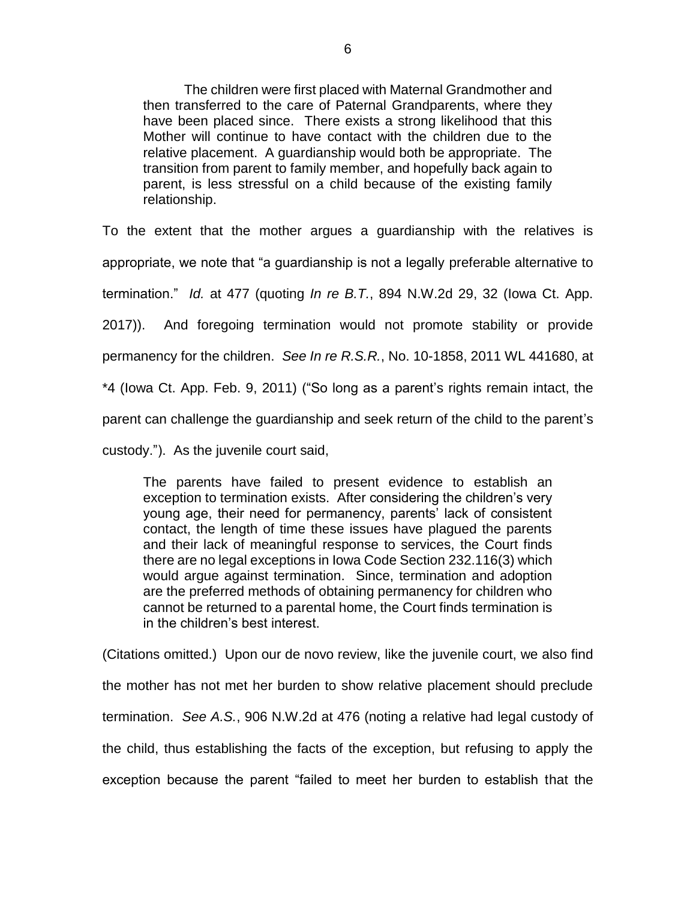> The children were first placed with Maternal Grandmother and then transferred to the care of Paternal Grandparents, where they have been placed since. There exists a strong likelihood that this Mother will continue to have contact with the children due to the relative placement. A guardianship would both be appropriate. The transition from parent to family member, and hopefully back again to parent, is less stressful on a child because of the existing family relationship.

To the extent that the mother argues a guardianship with the relatives is appropriate, we note that "a guardianship is not a legally preferable alternative to termination." *Id.* at 477 (quoting *In re B.T.*, 894 N.W.2d 29, 32 (Iowa Ct. App. 2017)). And foregoing termination would not promote stability or provide permanency for the children. *See In re R.S.R.*, No. 10-1858, 2011 WL 441680, at *4 (Iowa Ct. App. Feb. 9, 2011) ("So long as a parent's rights remain intact, the parent can challenge the guardianship and seek return of the child to the parent's custody."). As the juvenile court said,

> The parents have failed to present evidence to establish an exception to termination exists. After considering the children's very young age, their need for permanency, parents' lack of consistent contact, the length of time these issues have plagued the parents and their lack of meaningful response to services, the Court finds there are no legal exceptions in Iowa Code Section 232.116(3) which would argue against termination. Since, termination and adoption are the preferred methods of obtaining permanency for children who cannot be returned to a parental home, the Court finds termination is in the children's best interest.

(Citations omitted.) Upon our de novo review, like the juvenile court, we also find the mother has not met her burden to show relative placement should preclude termination. *See A.S.*, 906 N.W.2d at 476 (noting a relative had legal custody of the child, thus establishing the facts of the exception, but refusing to apply the exception because the parent "failed to meet her burden to establish that the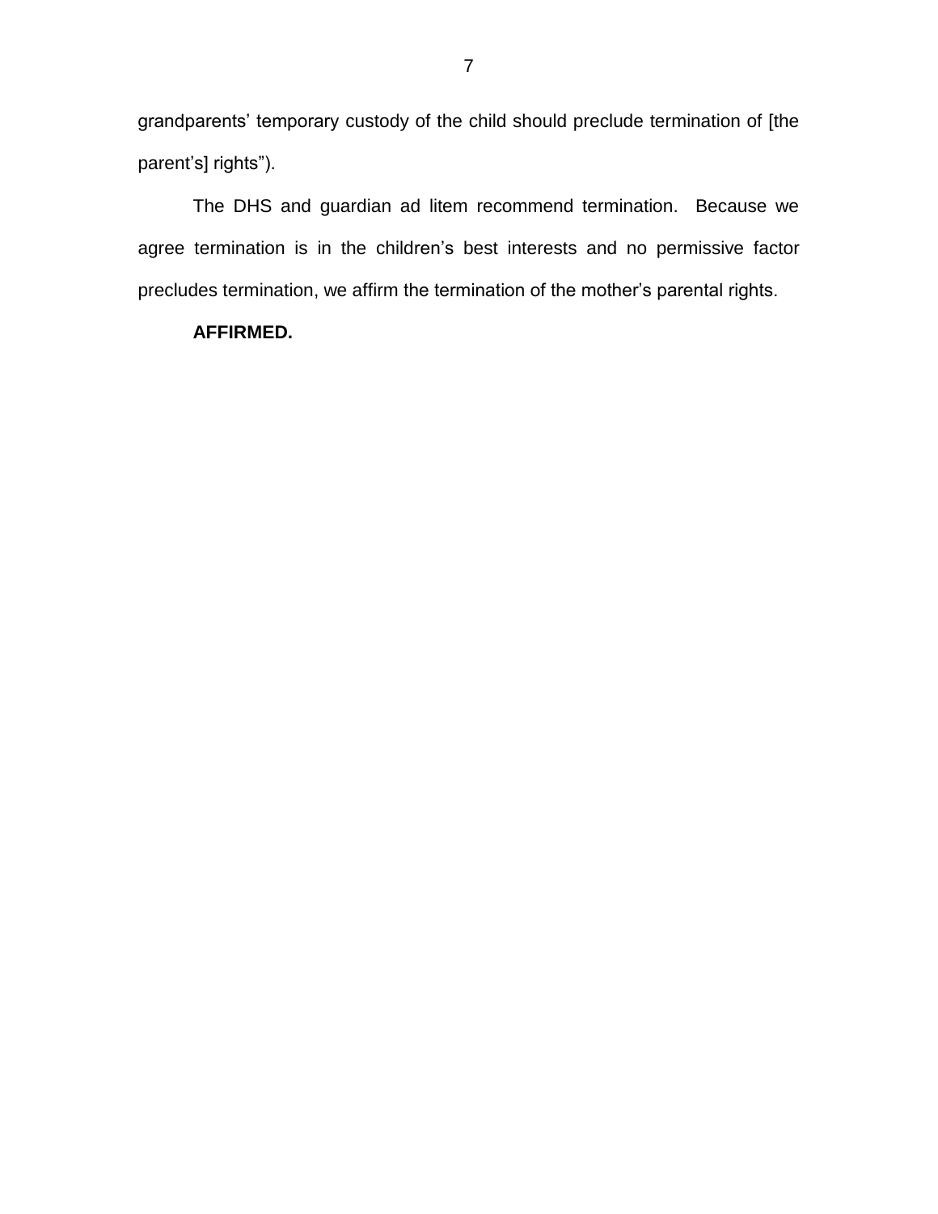grandparents' temporary custody of the child should preclude termination of [the parent's] rights").

The DHS and guardian ad litem recommend termination. Because we agree termination is in the children's best interests and no permissive factor precludes termination, we affirm the termination of the mother's parental rights.

**AFFIRMED.**